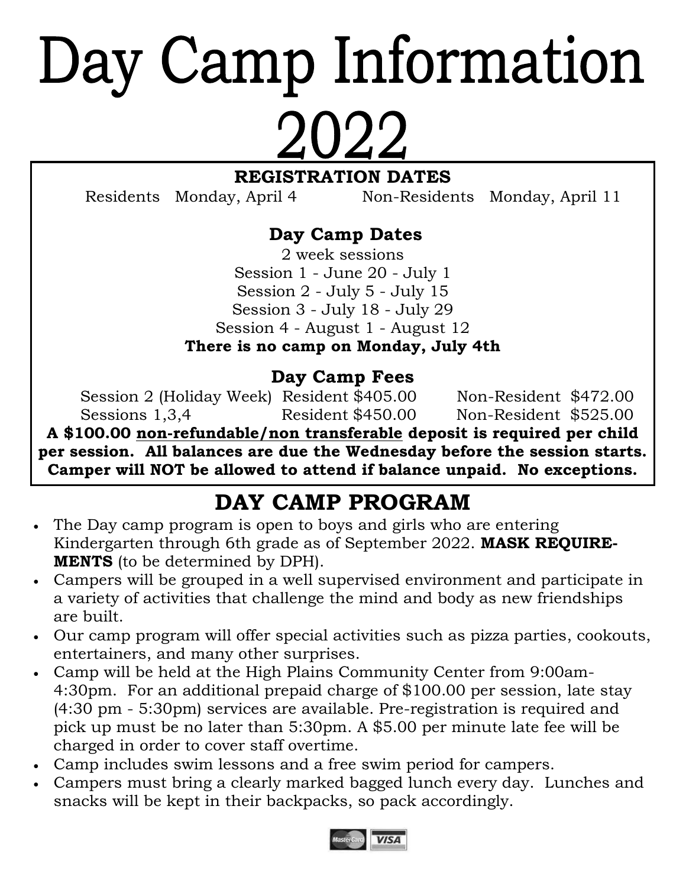# Day Camp Information 2022

**REGISTRATION DATES**

Residents Monday, April 4 Non-Residents Monday, April 11

### Day Camp Dates

2 week sessions

Session 1 - June 20 - July 1

Session 2 - July 5 - July 15

Session 3 - July 18 - July 29

Session 4 - August 1 - August 12

**There is no camp on Monday, July 4th**

### Day Camp Fees

| Session | Resident | Non-Resident |
|---|---|---|
| Session 2 (Holiday Week) | Resident $405.00 | Non-Resident $472.00 |
| Sessions 1,3,4 | Resident $450.00 | Non-Resident $525.00 |

**A $100.00 non-refundable/non transferable deposit is required per child per session. All balances are due the Wednesday before the session starts. Camper will NOT be allowed to attend if balance unpaid. No exceptions.**

## DAY CAMP PROGRAM

- The Day camp program is open to boys and girls who are entering Kindergarten through 6th grade as of September 2022. **MASK REQUIREMENTS** (to be determined by DPH).
- Campers will be grouped in a well supervised environment and participate in a variety of activities that challenge the mind and body as new friendships are built.
- Our camp program will offer special activities such as pizza parties, cookouts, entertainers, and many other surprises.
- Camp will be held at the High Plains Community Center from 9:00am-4:30pm. For an additional prepaid charge of $100.00 per session, late stay (4:30 pm - 5:30pm) services are available. Pre-registration is required and pick up must be no later than 5:30pm. A $5.00 per minute late fee will be charged in order to cover staff overtime.
- Camp includes swim lessons and a free swim period for campers.
- Campers must bring a clearly marked bagged lunch every day. Lunches and snacks will be kept in their backpacks, so pack accordingly.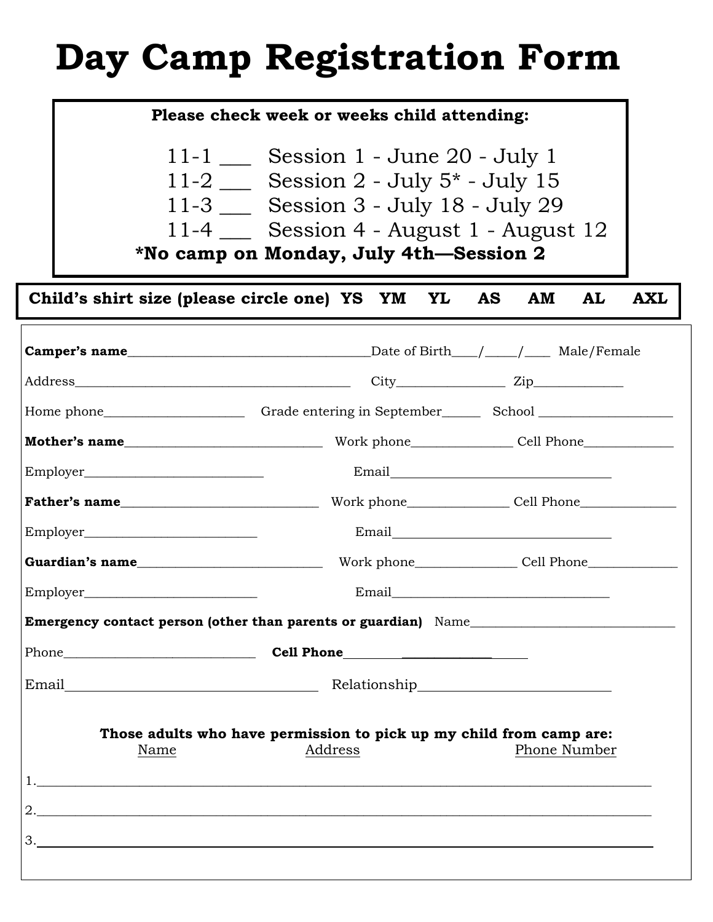# Day Camp Registration Form

**Please check week or weeks child attending:**

11-1 ___ Session 1 - June 20 - July 1
11-2 ___ Session 2 - July 5* - July 15
11-3 ___ Session 3 - July 18 - July 29
11-4 ___ Session 4 - August 1 - August 12

***No camp on Monday, July 4th—Session 2**

**Child's shirt size (please circle one) YS YM YL AS AM AL AXL**

**Camper's name**_________________________________Date of Birth___/____/___ Male/Female

Address_______________________________________ City_______________ Zip_____________

Home phone___________________ Grade entering in September_____ School ___________________

**Mother's name**___________________________ Work phone______________ Cell Phone_____________

Employer_________________________ Email_________________________________

**Father's name**___________________________ Work phone______________ Cell Phone_____________

Employer________________________ Email_________________________________

**Guardian's name**_________________________ Work phone______________ Cell Phone_____________

Employer________________________ Email________________________________

**Emergency contact person (other than parents or guardian)** Name_____________________________

Phone___________________________ **Cell Phone**_____________________

Email______________________________________ Relationship_________________________

**Those adults who have permission to pick up my child from camp are:**

Name Address Phone Number

1.________________________________________________________________________________

2.________________________________________________________________________________

3.________________________________________________________________________________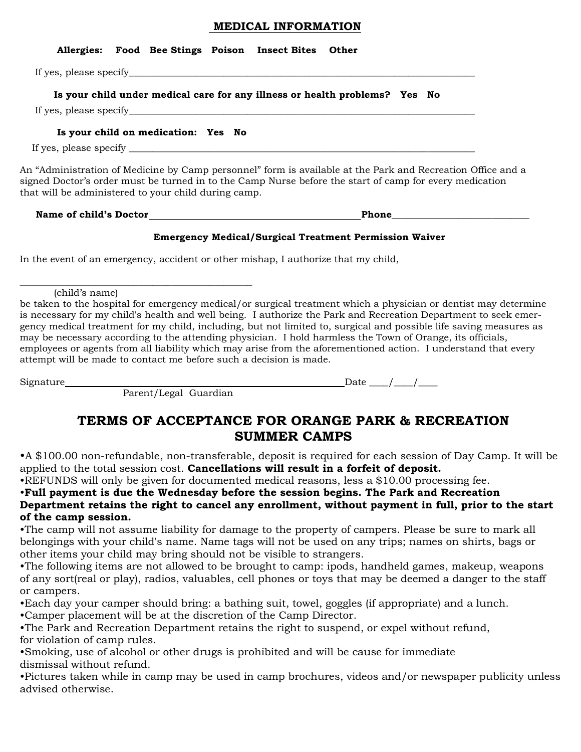## MEDICAL INFORMATION

**Allergies: Food Bee Stings Poison Insect Bites Other**

If yes, please specify_______________________________________________________________________________

**Is your child under medical care for any illness or health problems? Yes No**

If yes, please specify_______________________________________________________________________________

**Is your child on medication: Yes No**

If yes, please specify _______________________________________________________________________________

An "Administration of Medicine by Camp personnel" form is available at the Park and Recreation Office and a signed Doctor's order must be turned in to the Camp Nurse before the start of camp for every medication that will be administered to your child during camp.

**Name of child's Doctor**_____________________________________________**Phone**_____________________________

**Emergency Medical/Surgical Treatment Permission Waiver**

In the event of an emergency, accident or other mishap, I authorize that my child,

_________________________________________________
(child's name)

be taken to the hospital for emergency medical/or surgical treatment which a physician or dentist may determine is necessary for my child's health and well being. I authorize the Park and Recreation Department to seek emergency medical treatment for my child, including, but not limited to, surgical and possible life saving measures as may be necessary according to the attending physician. I hold harmless the Town of Orange, its officials, employees or agents from all liability which may arise from the aforementioned action. I understand that every attempt will be made to contact me before such a decision is made.

Signature_______________________________________________________Date ____/____/____
Parent/Legal Guardian

# TERMS OF ACCEPTANCE FOR ORANGE PARK & RECREATION SUMMER CAMPS

- A $100.00 non-refundable, non-transferable, deposit is required for each session of Day Camp. It will be applied to the total session cost. **Cancellations will result in a forfeit of deposit.**
- REFUNDS will only be given for documented medical reasons, less a $10.00 processing fee.
- **Full payment is due the Wednesday before the session begins. The Park and Recreation Department retains the right to cancel any enrollment, without payment in full, prior to the start of the camp session.**
- The camp will not assume liability for damage to the property of campers. Please be sure to mark all belongings with your child's name. Name tags will not be used on any trips; names on shirts, bags or other items your child may bring should not be visible to strangers.
- The following items are not allowed to be brought to camp: ipods, handheld games, makeup, weapons of any sort(real or play), radios, valuables, cell phones or toys that may be deemed a danger to the staff or campers.
- Each day your camper should bring: a bathing suit, towel, goggles (if appropriate) and a lunch.
- Camper placement will be at the discretion of the Camp Director.
- The Park and Recreation Department retains the right to suspend, or expel without refund, for violation of camp rules.
- Smoking, use of alcohol or other drugs is prohibited and will be cause for immediate dismissal without refund.
- Pictures taken while in camp may be used in camp brochures, videos and/or newspaper publicity unless advised otherwise.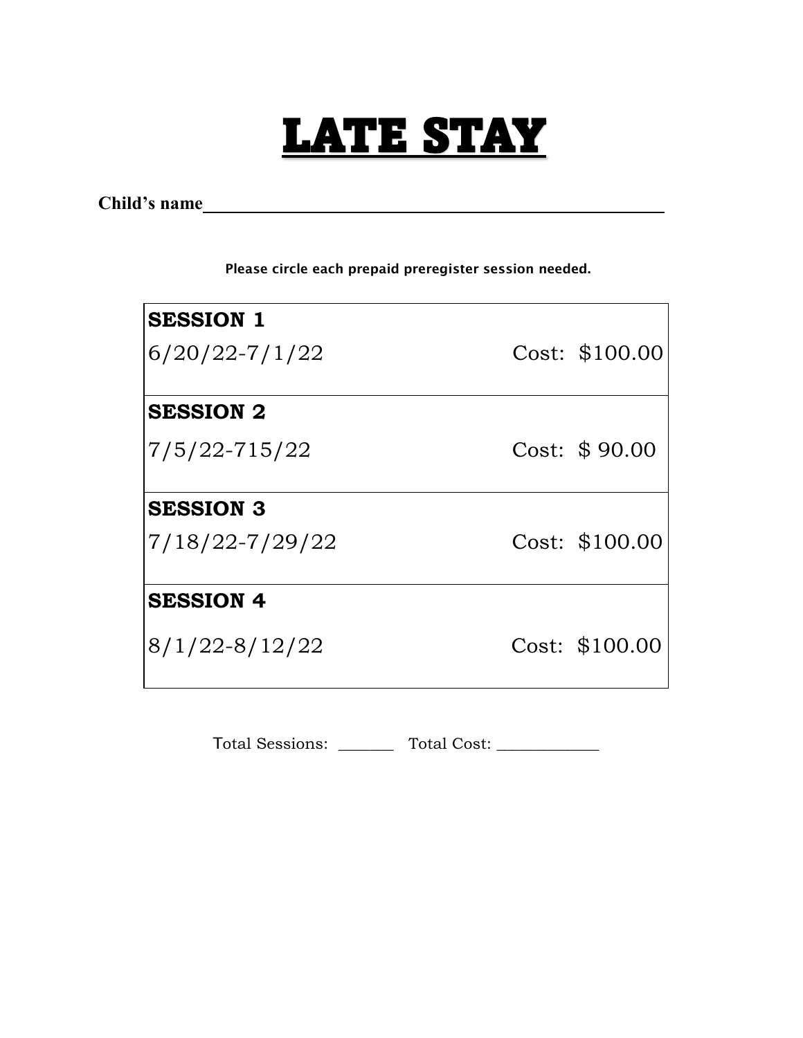# LATE STAY

**Child's name**\_\_\_\_\_\_\_\_\_\_\_\_\_\_\_\_\_\_\_\_\_\_\_\_\_\_\_\_\_\_\_\_\_\_\_\_\_\_\_\_\_\_\_\_\_\_\_\_

**Please circle each prepaid preregister session needed.**

| | |
|---|---|
| **SESSION 1** | |
| 6/20/22-7/1/22 | Cost: $100.00 |
| **SESSION 2** | |
| 7/5/22-715/22 | Cost: $ 90.00 |
| **SESSION 3** | |
| 7/18/22-7/29/22 | Cost: $100.00 |
| **SESSION 4** | |
| 8/1/22-8/12/22 | Cost: $100.00 |

Total Sessions: \_\_\_\_\_\_\_ Total Cost: \_\_\_\_\_\_\_\_\_\_\_\_\_